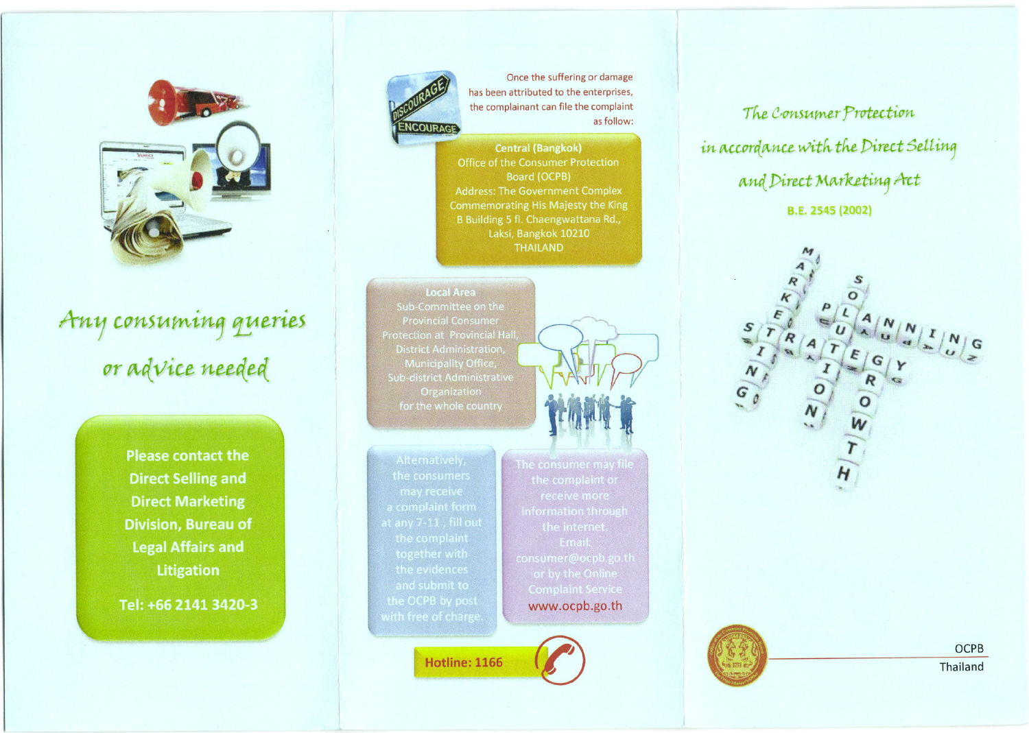*Any consuming queries or advice needed*

**Please contact the Direct Selling and Direct Marketing Division, Bureau of Legal Affairs and Litigation**

**Tel: +66 2141 3420-3**

Once the suffering or damage has been attributed to the enterprises, the complainant can file the complaint as follow:

**Central (Bangkok)**
Office of the Consumer Protection Board (OCPB)
Address: The Government Complex Commemorating His Majesty the King B Building 5 fl. Chaengwattana Rd., Laksi, Bangkok 10210 THAILAND

**Local Area**
Sub-Committee on the Provincial Consumer Protection at Provincial Hall, District Administration, Municipality Office, Sub-district Administrative Organization for the whole country

Alternatively, the consumers may receive a complaint form at any 7-11, fill out the complaint together with the evidences and submit to the OCPB by post with free of charge.

The consumer may file the complaint or receive more information through the internet.
Email: consumer@ocpb.go.th or by the Online Complaint Service www.ocpb.go.th

**Hotline: 1166**

# *The Consumer Protection in accordance with the Direct Selling and Direct Marketing Act*

**B.E. 2545 (2002)**

OCPB
Thailand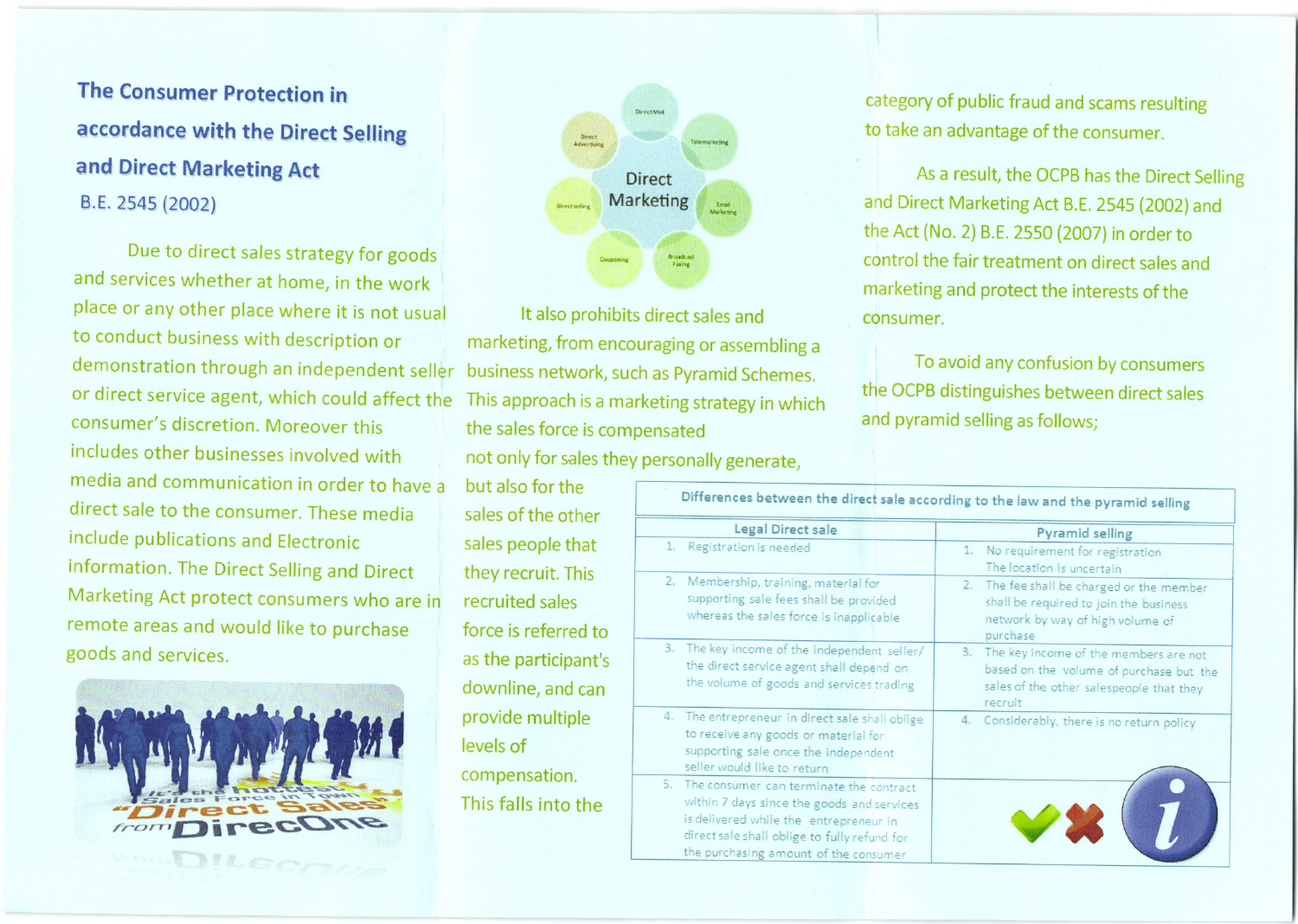## The Consumer Protection in accordance with the Direct Selling and Direct Marketing Act

B.E. 2545 (2002)

Due to direct sales strategy for goods and services whether at home, in the work place or any other place where it is not usual to conduct business with description or demonstration through an independent seller or direct service agent, which could affect the consumer's discretion. Moreover this includes other businesses involved with media and communication in order to have a direct sale to the consumer. These media include publications and Electronic information. The Direct Selling and Direct Marketing Act protect consumers who are in remote areas and would like to purchase goods and services.

It also prohibits direct sales and marketing, from encouraging or assembling a business network, such as Pyramid Schemes. This approach is a marketing strategy in which the sales force is compensated not only for sales they personally generate, but also for the sales of the other sales people that they recruit. This recruited sales force is referred to as the participant's downline, and can provide multiple levels of compensation. This falls into the category of public fraud and scams resulting to take an advantage of the consumer.

As a result, the OCPB has the Direct Selling and Direct Marketing Act B.E. 2545 (2002) and the Act (No. 2) B.E. 2550 (2007) in order to control the fair treatment on direct sales and marketing and protect the interests of the consumer.

To avoid any confusion by consumers the OCPB distinguishes between direct sales and pyramid selling as follows;

**Differences between the direct sale according to the law and the pyramid selling**

| Legal Direct sale | Pyramid selling |
|---|---|
| 1. Registration is needed | 1. No requirement for registration The location is uncertain |
| 2. Membership, training, material for supporting sale fees shall be provided whereas the sales force is inapplicable | 2. The fee shall be charged or the member shall be required to join the business network by way of high volume of purchase |
| 3. The key income of the independent seller/ the direct service agent shall depend on the volume of goods and services trading | 3. The key income of the members are not based on the volume of purchase but the sales of the other salespeople that they recruit |
| 4. The entrepreneur in direct sale shall oblige to receive any goods or material for supporting sale once the independent seller would like to return | 4. Considerably, there is no return policy |
| 5. The consumer can terminate the contract within 7 days since the goods and services is delivered while the entrepreneur in direct sale shall oblige to fully refund for the purchasing amount of the consumer | |